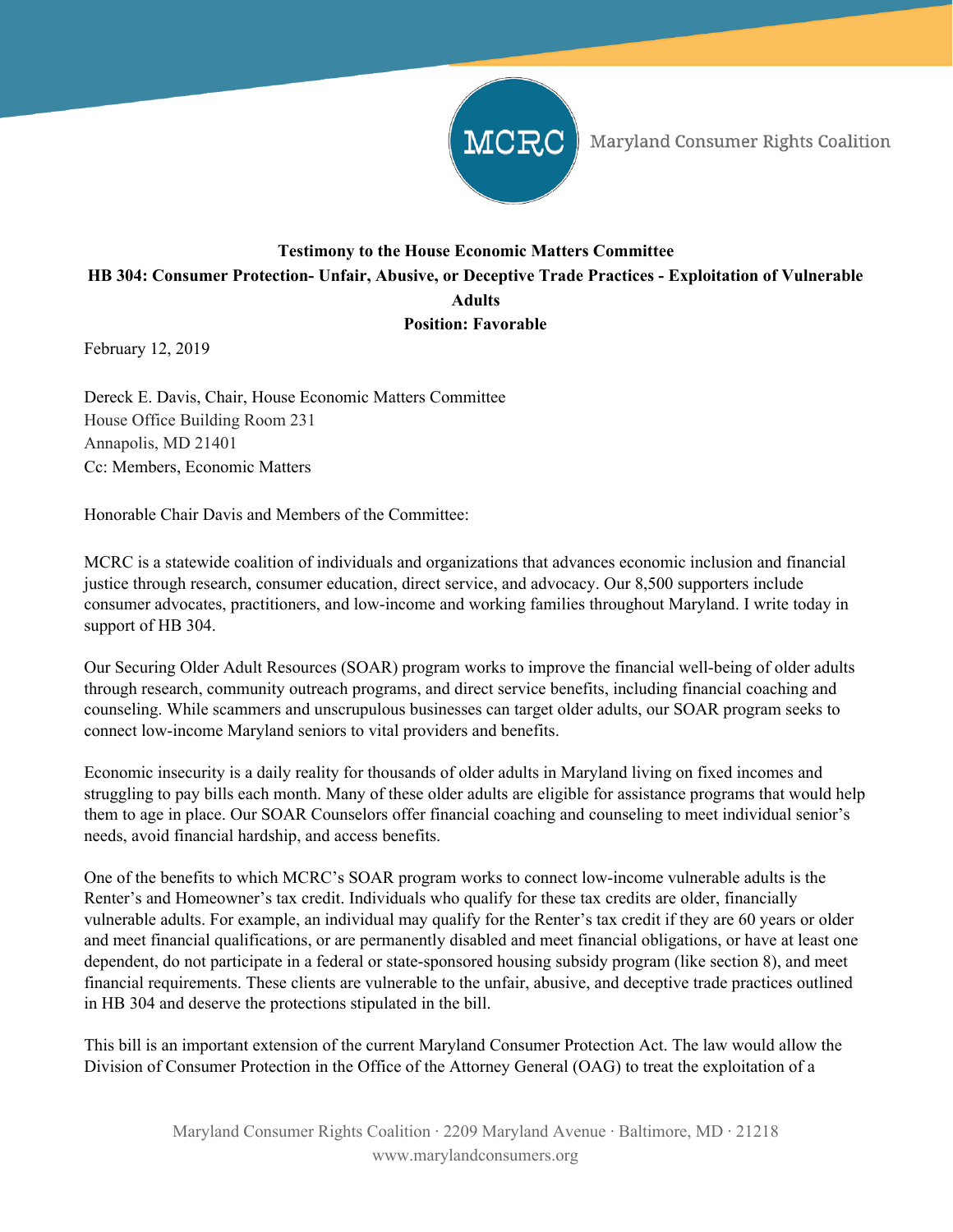MCRC Maryland Consumer Rights Coalition

**Testimony to the House Economic Matters Committee**
**HB 304: Consumer Protection- Unfair, Abusive, or Deceptive Trade Practices - Exploitation of Vulnerable Adults**
**Position: Favorable**

February 12, 2019

Dereck E. Davis, Chair, House Economic Matters Committee
House Office Building Room 231
Annapolis, MD 21401
Cc: Members, Economic Matters

Honorable Chair Davis and Members of the Committee:

MCRC is a statewide coalition of individuals and organizations that advances economic inclusion and financial justice through research, consumer education, direct service, and advocacy. Our 8,500 supporters include consumer advocates, practitioners, and low-income and working families throughout Maryland. I write today in support of HB 304.

Our Securing Older Adult Resources (SOAR) program works to improve the financial well-being of older adults through research, community outreach programs, and direct service benefits, including financial coaching and counseling. While scammers and unscrupulous businesses can target older adults, our SOAR program seeks to connect low-income Maryland seniors to vital providers and benefits.

Economic insecurity is a daily reality for thousands of older adults in Maryland living on fixed incomes and struggling to pay bills each month. Many of these older adults are eligible for assistance programs that would help them to age in place. Our SOAR Counselors offer financial coaching and counseling to meet individual senior's needs, avoid financial hardship, and access benefits.

One of the benefits to which MCRC's SOAR program works to connect low-income vulnerable adults is the Renter's and Homeowner's tax credit. Individuals who qualify for these tax credits are older, financially vulnerable adults. For example, an individual may qualify for the Renter's tax credit if they are 60 years or older and meet financial qualifications, or are permanently disabled and meet financial obligations, or have at least one dependent, do not participate in a federal or state-sponsored housing subsidy program (like section 8), and meet financial requirements. These clients are vulnerable to the unfair, abusive, and deceptive trade practices outlined in HB 304 and deserve the protections stipulated in the bill.

This bill is an important extension of the current Maryland Consumer Protection Act. The law would allow the Division of Consumer Protection in the Office of the Attorney General (OAG) to treat the exploitation of a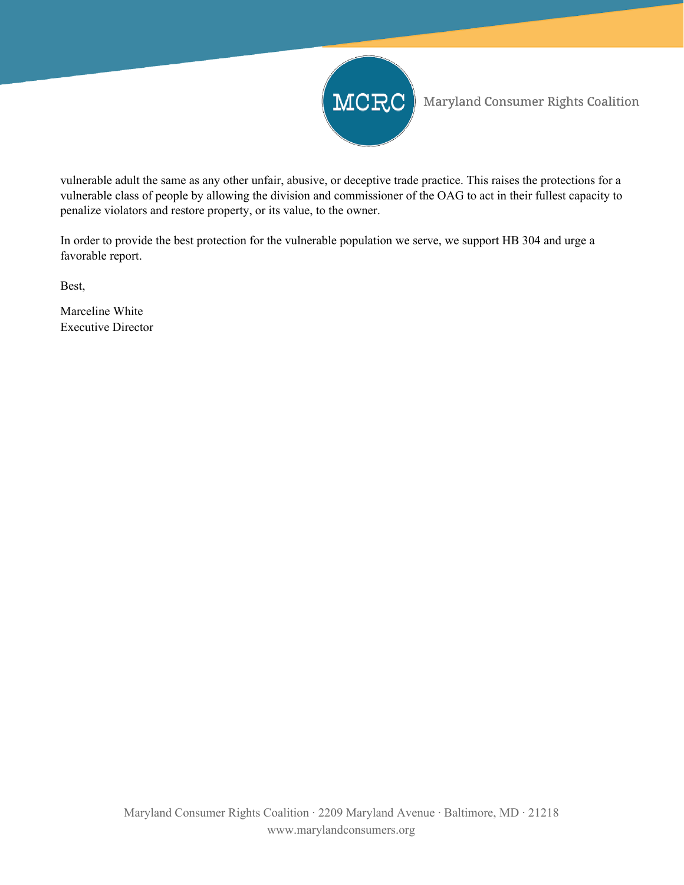vulnerable adult the same as any other unfair, abusive, or deceptive trade practice. This raises the protections for a vulnerable class of people by allowing the division and commissioner of the OAG to act in their fullest capacity to penalize violators and restore property, or its value, to the owner.

In order to provide the best protection for the vulnerable population we serve, we support HB 304 and urge a favorable report.

Best,

Marceline White
Executive Director